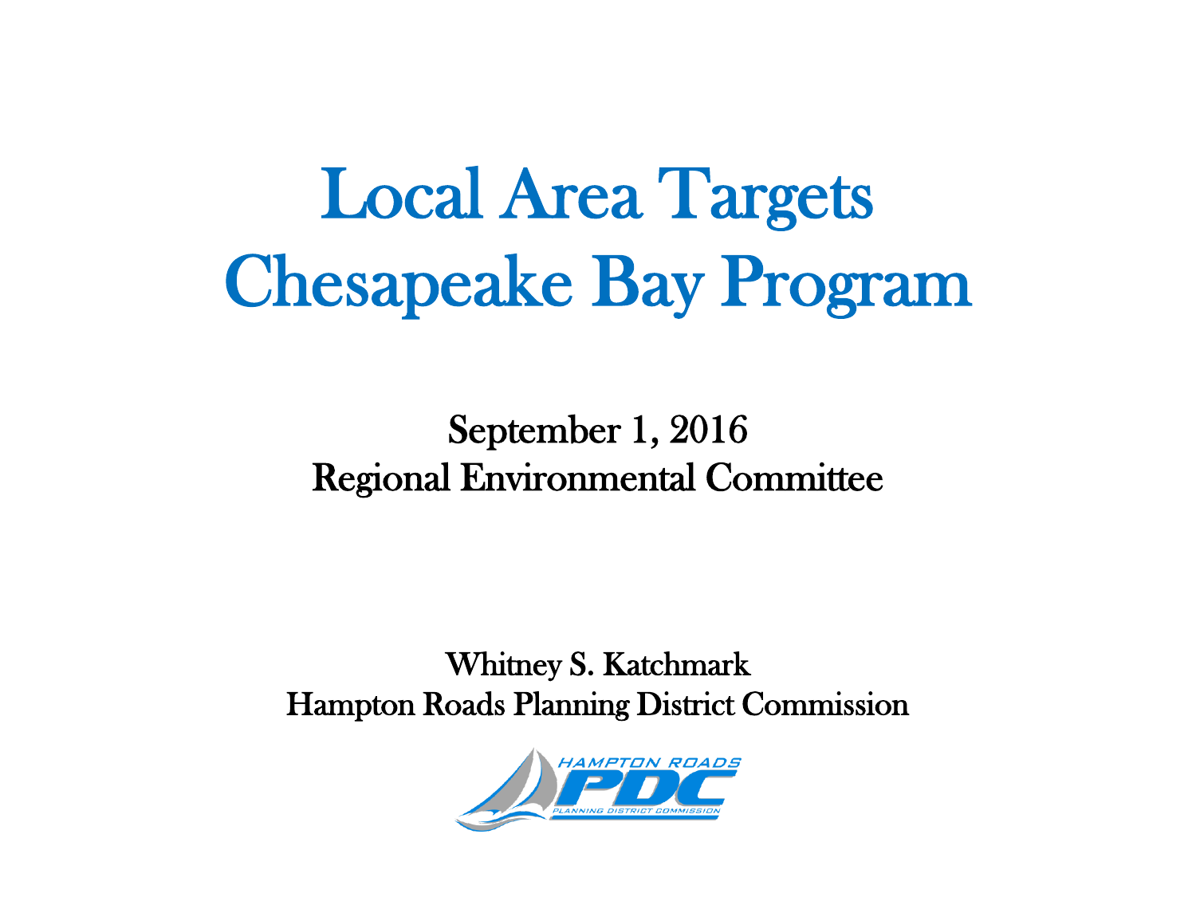# Local Area Targets
# Chesapeake Bay Program

September 1, 2016
Regional Environmental Committee

Whitney S. Katchmark
Hampton Roads Planning District Commission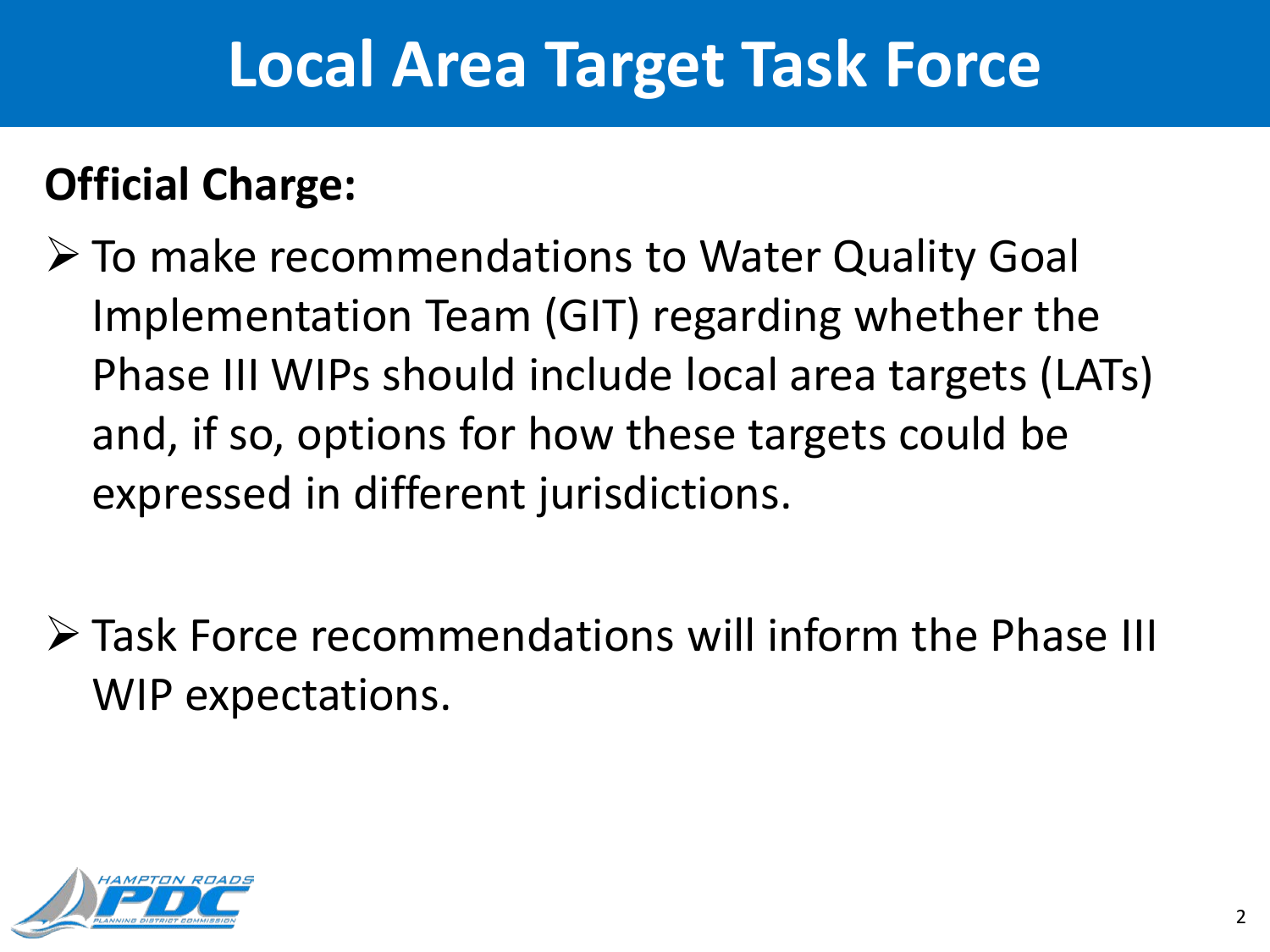# Local Area Target Task Force

**Official Charge:**

- To make recommendations to Water Quality Goal Implementation Team (GIT) regarding whether the Phase III WIPs should include local area targets (LATs) and, if so, options for how these targets could be expressed in different jurisdictions.

- Task Force recommendations will inform the Phase III WIP expectations.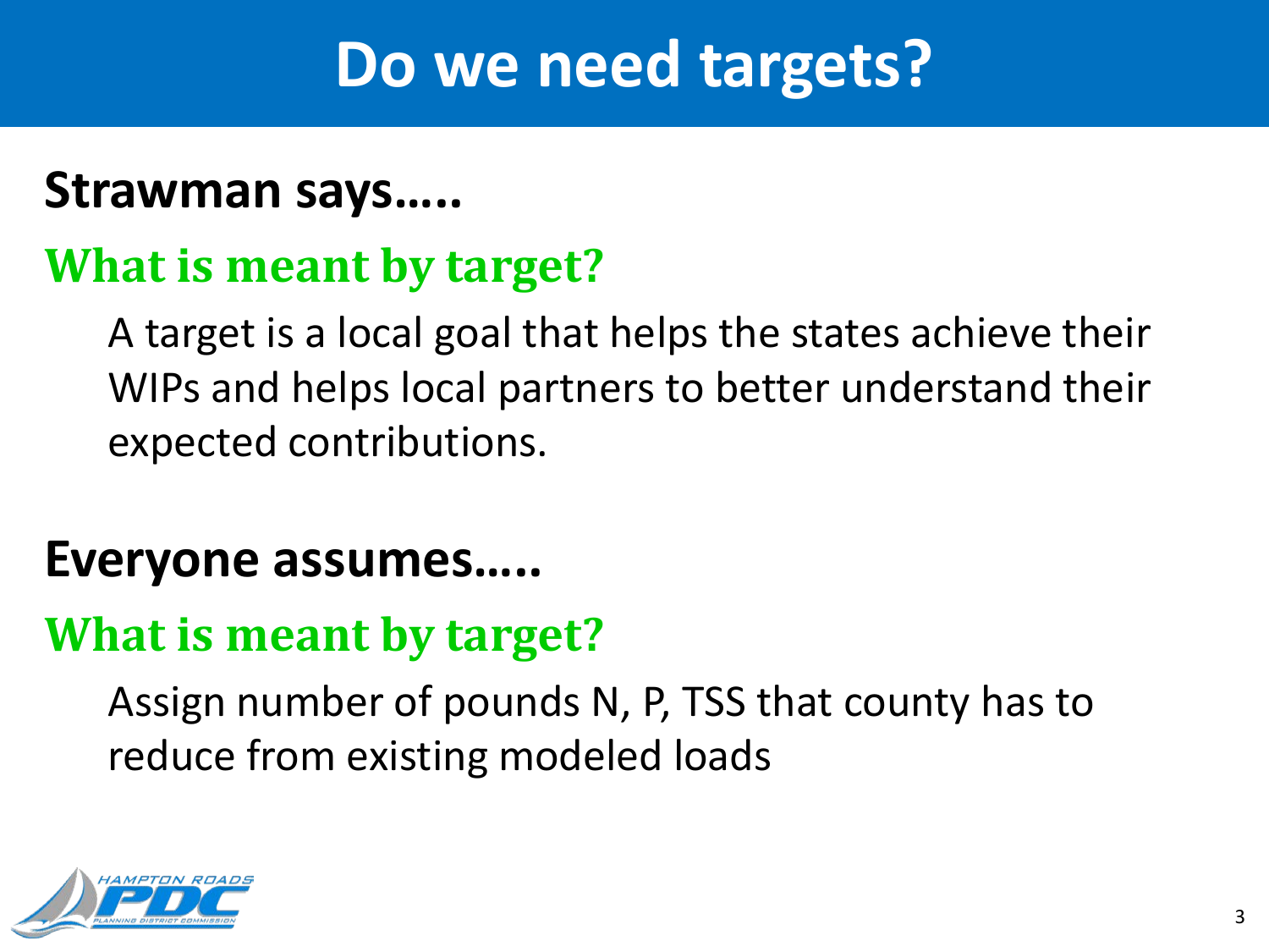# Do we need targets?

**Strawman says…..**

## What is meant by target?

A target is a local goal that helps the states achieve their WIPs and helps local partners to better understand their expected contributions.

**Everyone assumes…..**

## What is meant by target?

Assign number of pounds N, P, TSS that county has to reduce from existing modeled loads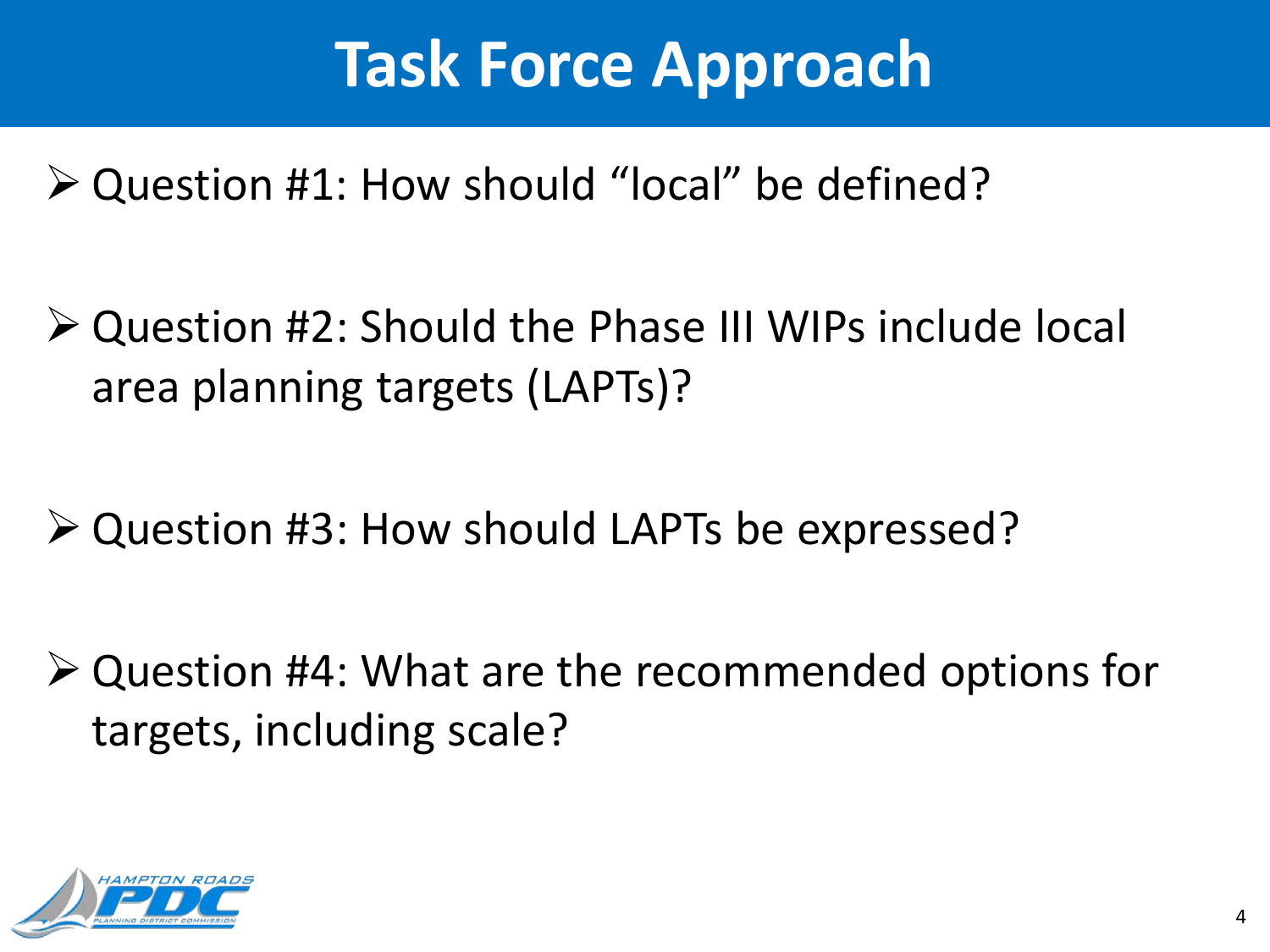# Task Force Approach

- Question #1: How should "local" be defined?
- Question #2: Should the Phase III WIPs include local area planning targets (LAPTs)?
- Question #3: How should LAPTs be expressed?
- Question #4: What are the recommended options for targets, including scale?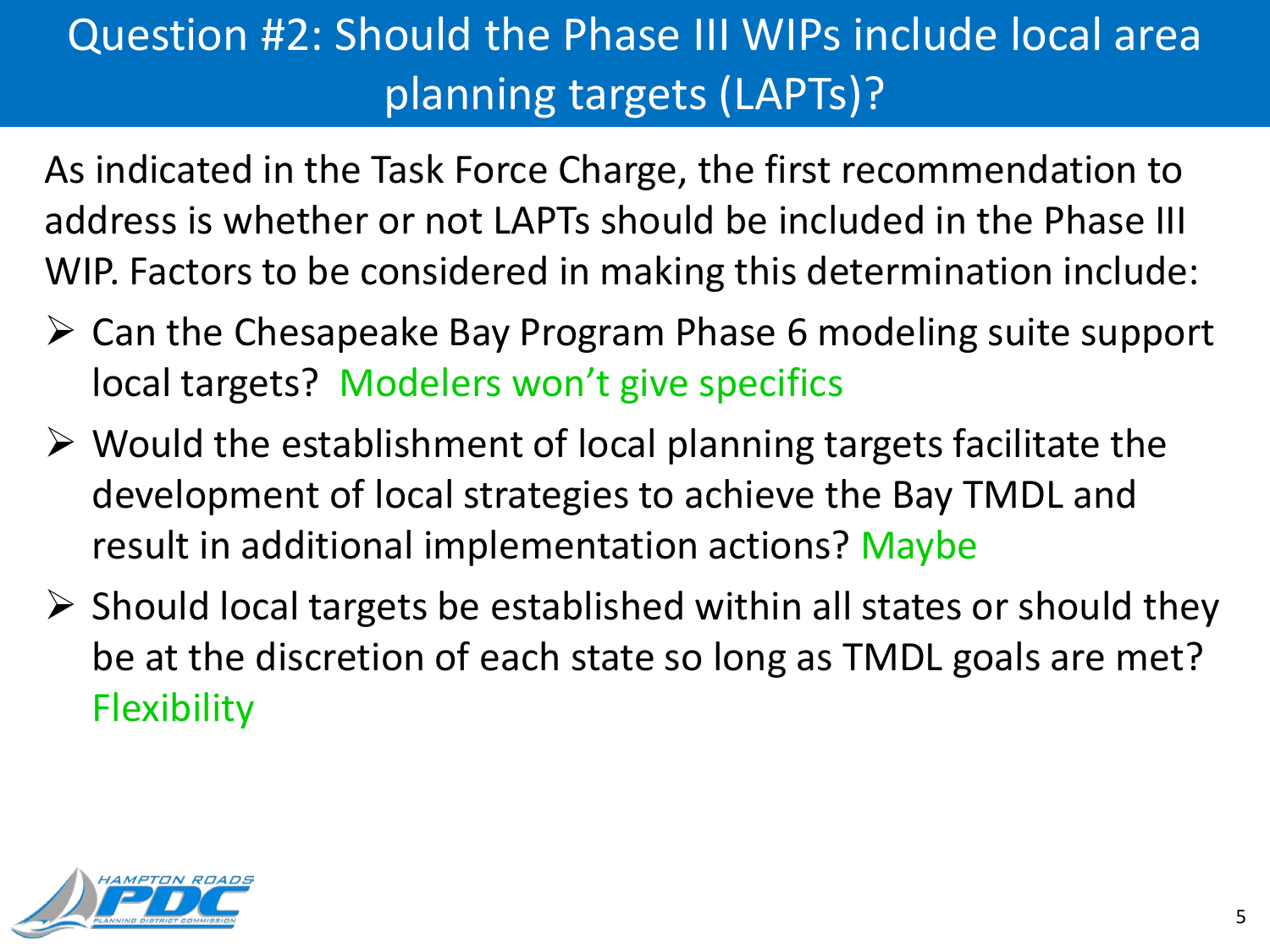# Question #2: Should the Phase III WIPs include local area planning targets (LAPTs)?

As indicated in the Task Force Charge, the first recommendation to address is whether or not LAPTs should be included in the Phase III WIP. Factors to be considered in making this determination include:

- Can the Chesapeake Bay Program Phase 6 modeling suite support local targets? Modelers won't give specifics
- Would the establishment of local planning targets facilitate the development of local strategies to achieve the Bay TMDL and result in additional implementation actions? Maybe
- Should local targets be established within all states or should they be at the discretion of each state so long as TMDL goals are met? Flexibility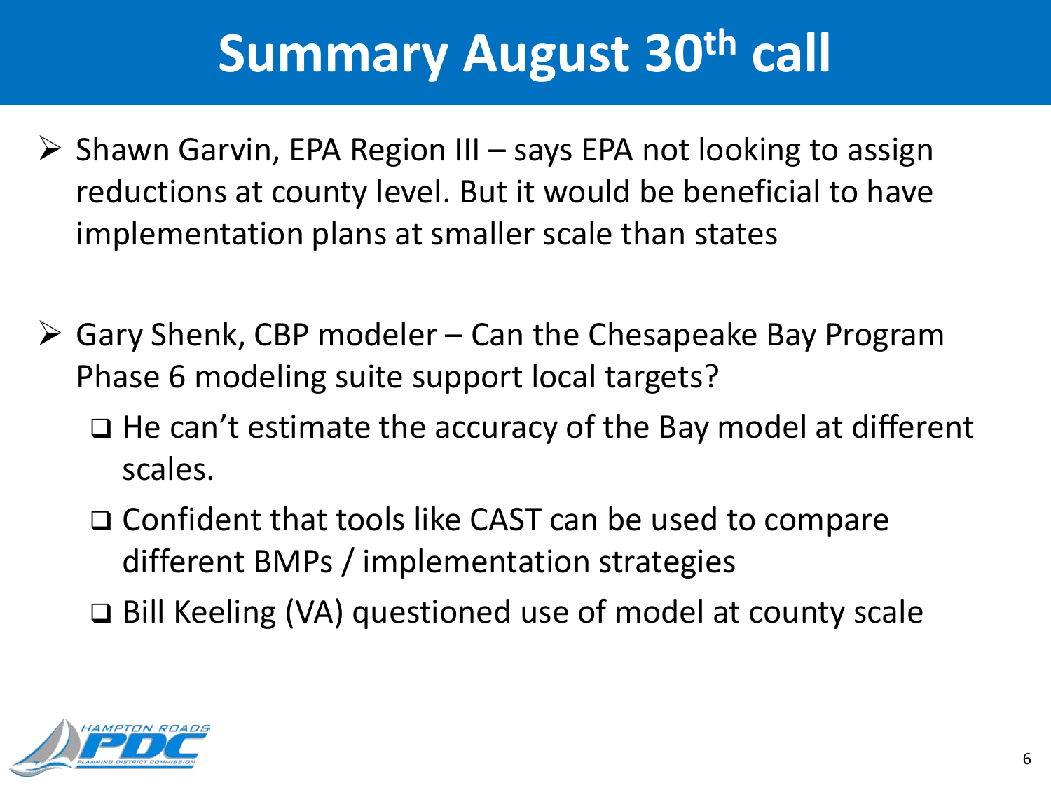# Summary August 30th call

- Shawn Garvin, EPA Region III – says EPA not looking to assign reductions at county level. But it would be beneficial to have implementation plans at smaller scale than states

- Gary Shenk, CBP modeler – Can the Chesapeake Bay Program Phase 6 modeling suite support local targets?
  - He can't estimate the accuracy of the Bay model at different scales.
  - Confident that tools like CAST can be used to compare different BMPs / implementation strategies
  - Bill Keeling (VA) questioned use of model at county scale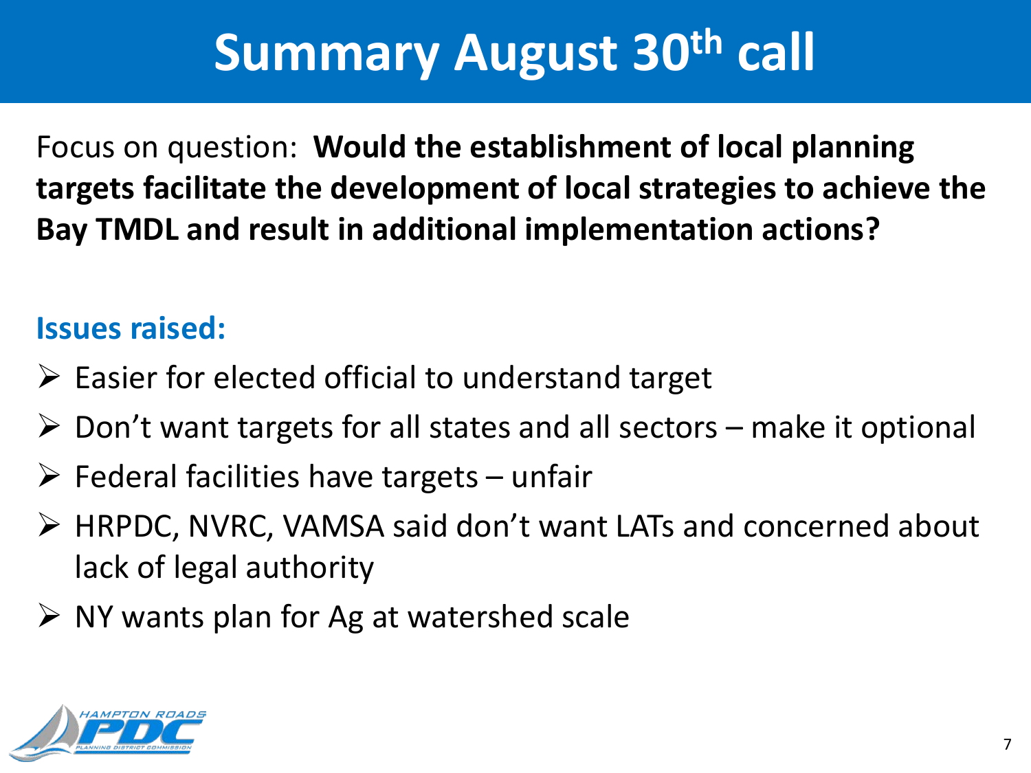# Summary August 30th call

Focus on question: **Would the establishment of local planning targets facilitate the development of local strategies to achieve the Bay TMDL and result in additional implementation actions?**

**Issues raised:**

- Easier for elected official to understand target
- Don't want targets for all states and all sectors – make it optional
- Federal facilities have targets – unfair
- HRPDC, NVRC, VAMSA said don't want LATs and concerned about lack of legal authority
- NY wants plan for Ag at watershed scale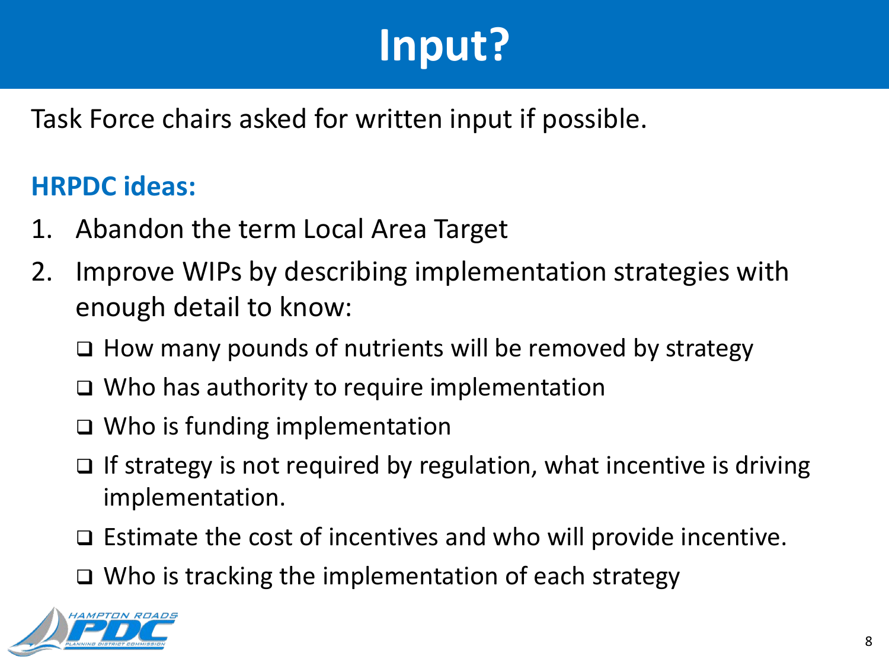# Input?

Task Force chairs asked for written input if possible.

**HRPDC ideas:**

1. Abandon the term Local Area Target
2. Improve WIPs by describing implementation strategies with enough detail to know:
   - How many pounds of nutrients will be removed by strategy
   - Who has authority to require implementation
   - Who is funding implementation
   - If strategy is not required by regulation, what incentive is driving implementation.
   - Estimate the cost of incentives and who will provide incentive.
   - Who is tracking the implementation of each strategy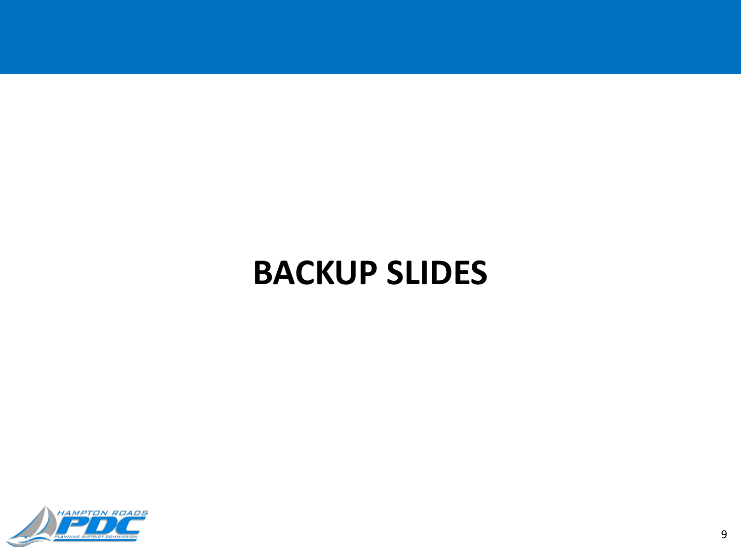# BACKUP SLIDES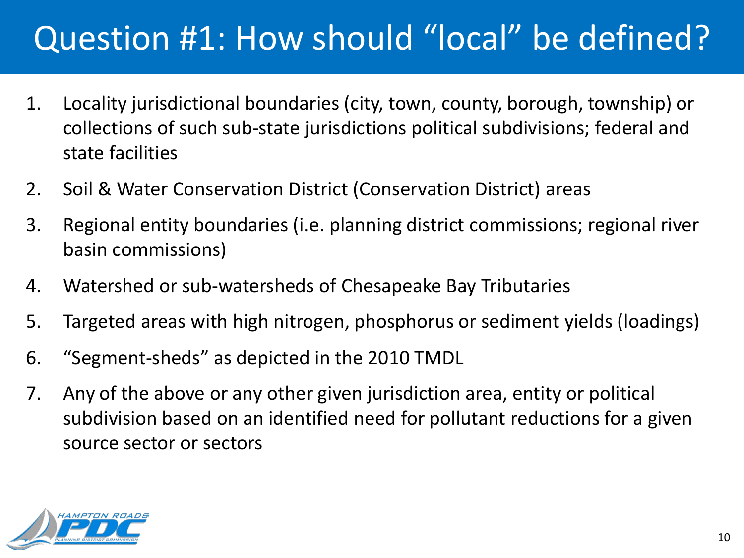# Question #1: How should "local" be defined?

1. Locality jurisdictional boundaries (city, town, county, borough, township) or collections of such sub-state jurisdictions political subdivisions; federal and state facilities
2. Soil & Water Conservation District (Conservation District) areas
3. Regional entity boundaries (i.e. planning district commissions; regional river basin commissions)
4. Watershed or sub-watersheds of Chesapeake Bay Tributaries
5. Targeted areas with high nitrogen, phosphorus or sediment yields (loadings)
6. "Segment-sheds" as depicted in the 2010 TMDL
7. Any of the above or any other given jurisdiction area, entity or political subdivision based on an identified need for pollutant reductions for a given source sector or sectors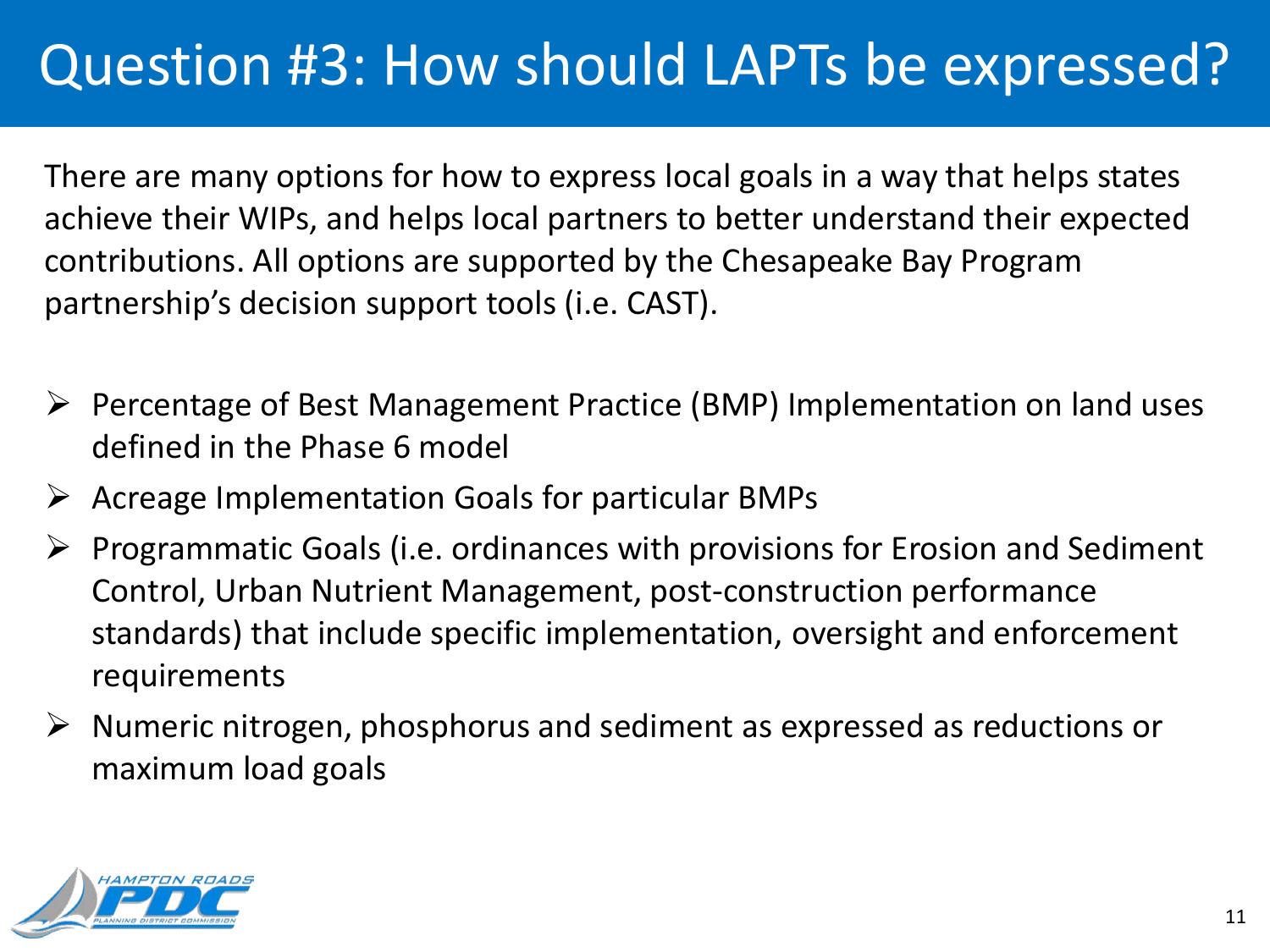# Question #3: How should LAPTs be expressed?

There are many options for how to express local goals in a way that helps states achieve their WIPs, and helps local partners to better understand their expected contributions. All options are supported by the Chesapeake Bay Program partnership's decision support tools (i.e. CAST).

- Percentage of Best Management Practice (BMP) Implementation on land uses defined in the Phase 6 model
- Acreage Implementation Goals for particular BMPs
- Programmatic Goals (i.e. ordinances with provisions for Erosion and Sediment Control, Urban Nutrient Management, post-construction performance standards) that include specific implementation, oversight and enforcement requirements
- Numeric nitrogen, phosphorus and sediment as expressed as reductions or maximum load goals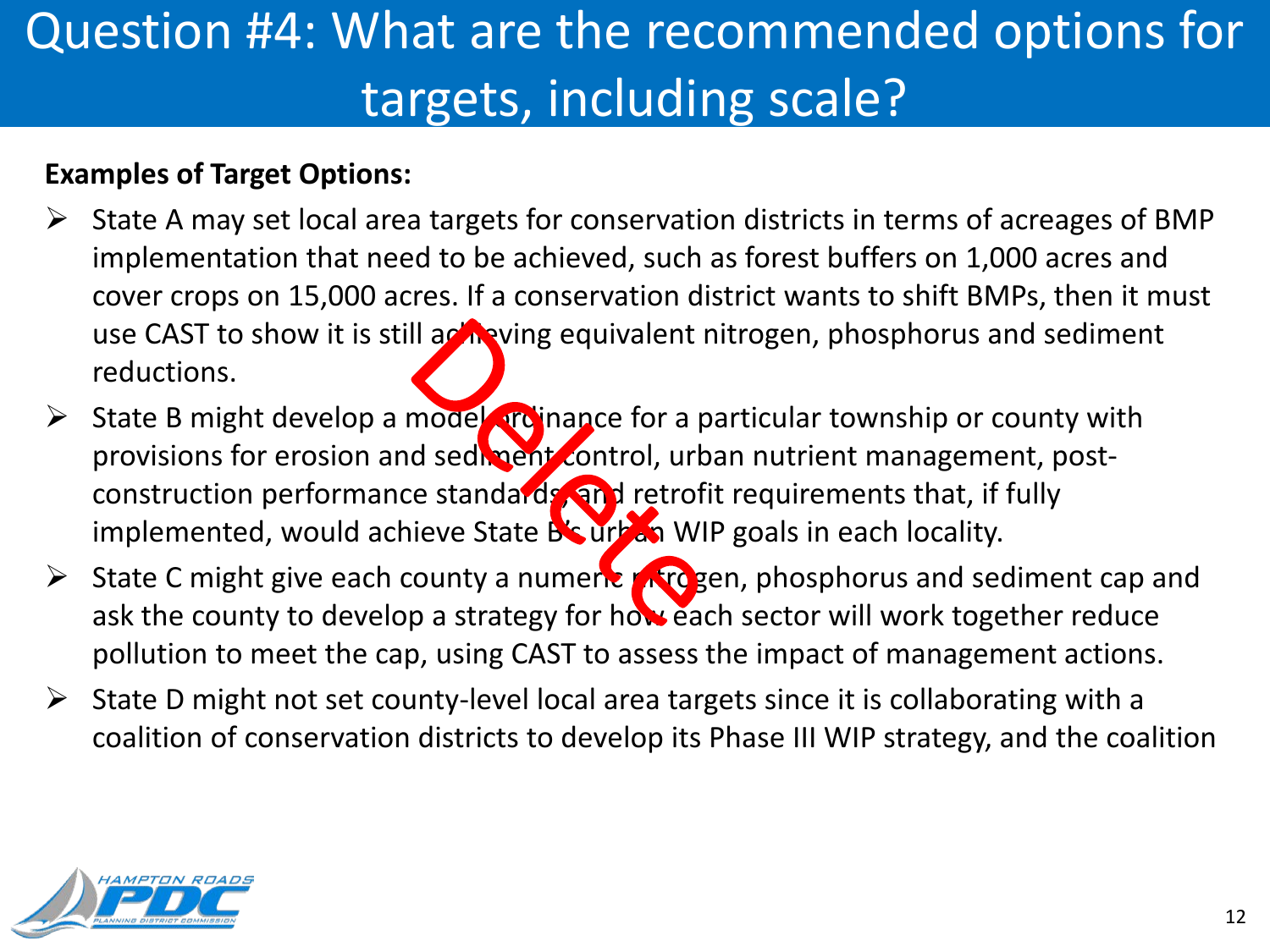# Question #4: What are the recommended options for targets, including scale?

**Examples of Target Options:**

- State A may set local area targets for conservation districts in terms of acreages of BMP implementation that need to be achieved, such as forest buffers on 1,000 acres and cover crops on 15,000 acres. If a conservation district wants to shift BMPs, then it must use CAST to show it is still achieving equivalent nitrogen, phosphorus and sediment reductions.
- State B might develop a model ordinance for a particular township or county with provisions for erosion and sediment control, urban nutrient management, post-construction performance standards, and retrofit requirements that, if fully implemented, would achieve State B's urban WIP goals in each locality.
- State C might give each county a numeric nitrogen, phosphorus and sediment cap and ask the county to develop a strategy for how each sector will work together reduce pollution to meet the cap, using CAST to assess the impact of management actions.
- State D might not set county-level local area targets since it is collaborating with a coalition of conservation districts to develop its Phase III WIP strategy, and the coalition

Delete